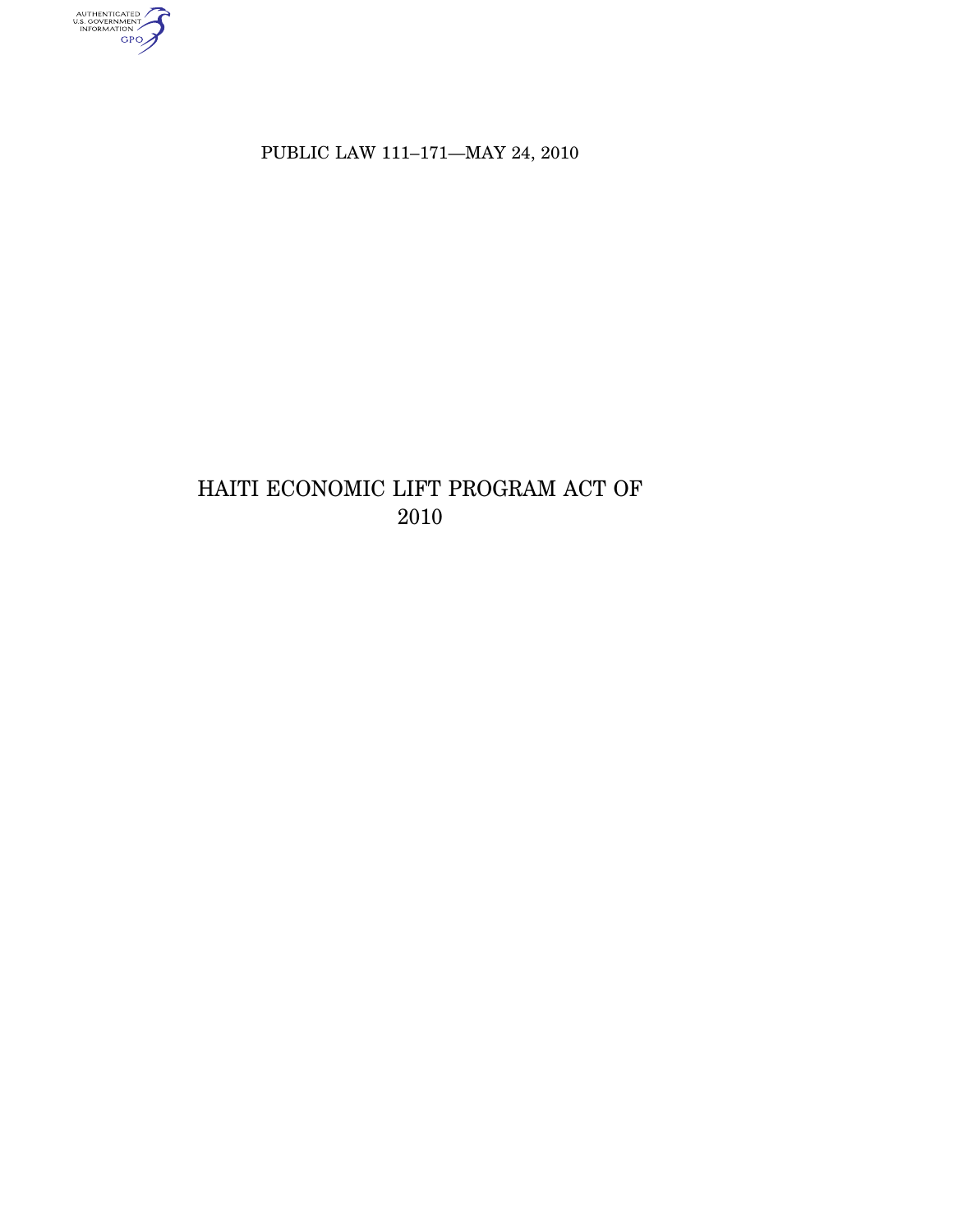PUBLIC LAW 111–171—MAY 24, 2010

# HAITI ECONOMIC LIFT PROGRAM ACT OF 2010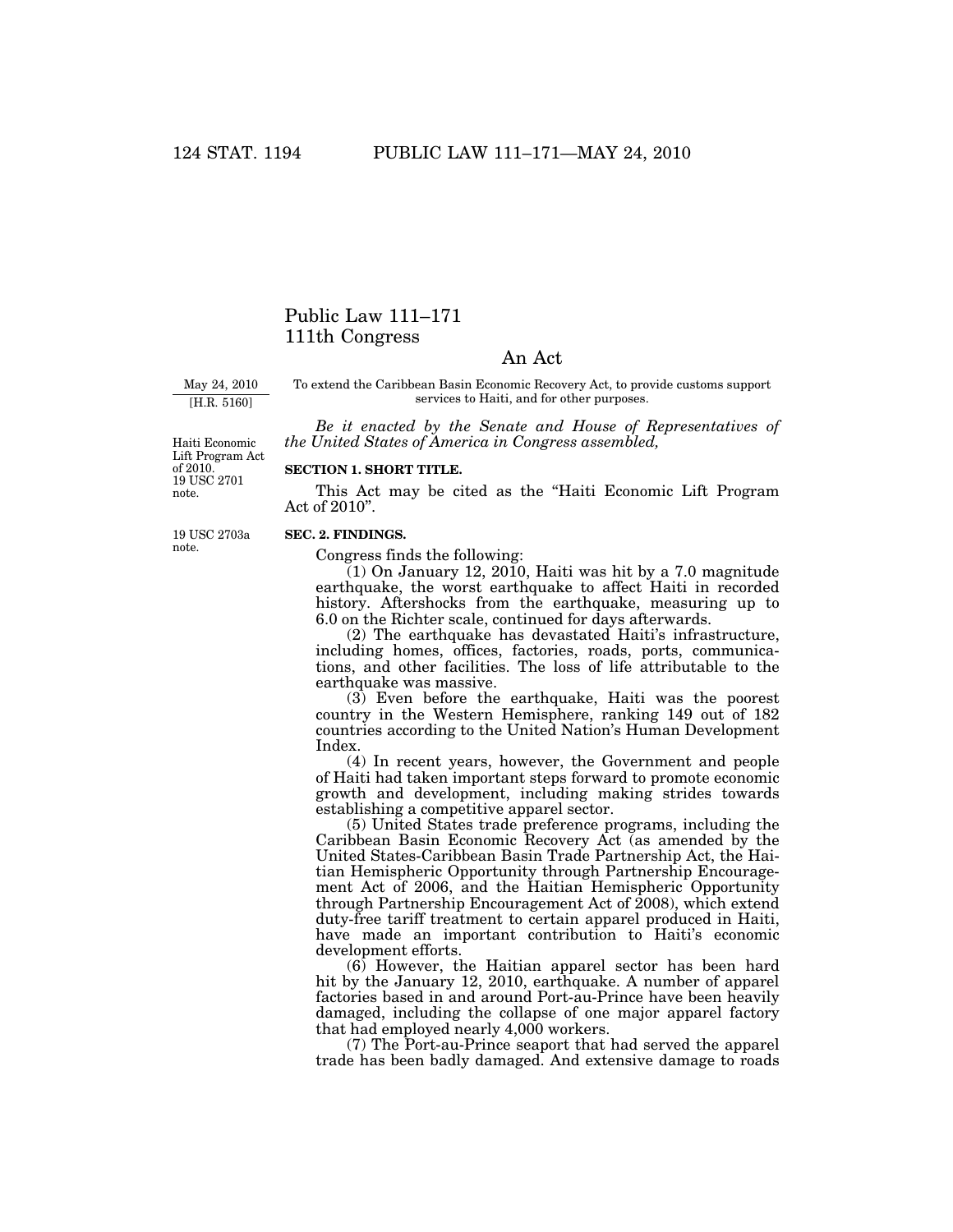# Public Law 111–171
# 111th Congress

## An Act

May 24, 2010
[H.R. 5160]

To extend the Caribbean Basin Economic Recovery Act, to provide customs support services to Haiti, and for other purposes.

*Be it enacted by the Senate and House of Representatives of the United States of America in Congress assembled,*

Haiti Economic Lift Program Act of 2010. 19 USC 2701 note.

**SECTION 1. SHORT TITLE.**

This Act may be cited as the "Haiti Economic Lift Program Act of 2010".

19 USC 2703a note.

**SEC. 2. FINDINGS.**

Congress finds the following:

(1) On January 12, 2010, Haiti was hit by a 7.0 magnitude earthquake, the worst earthquake to affect Haiti in recorded history. Aftershocks from the earthquake, measuring up to 6.0 on the Richter scale, continued for days afterwards.

(2) The earthquake has devastated Haiti's infrastructure, including homes, offices, factories, roads, ports, communications, and other facilities. The loss of life attributable to the earthquake was massive.

(3) Even before the earthquake, Haiti was the poorest country in the Western Hemisphere, ranking 149 out of 182 countries according to the United Nation's Human Development Index.

(4) In recent years, however, the Government and people of Haiti had taken important steps forward to promote economic growth and development, including making strides towards establishing a competitive apparel sector.

(5) United States trade preference programs, including the Caribbean Basin Economic Recovery Act (as amended by the United States-Caribbean Basin Trade Partnership Act, the Haitian Hemispheric Opportunity through Partnership Encouragement Act of 2006, and the Haitian Hemispheric Opportunity through Partnership Encouragement Act of 2008), which extend duty-free tariff treatment to certain apparel produced in Haiti, have made an important contribution to Haiti's economic development efforts.

(6) However, the Haitian apparel sector has been hard hit by the January 12, 2010, earthquake. A number of apparel factories based in and around Port-au-Prince have been heavily damaged, including the collapse of one major apparel factory that had employed nearly 4,000 workers.

(7) The Port-au-Prince seaport that had served the apparel trade has been badly damaged. And extensive damage to roads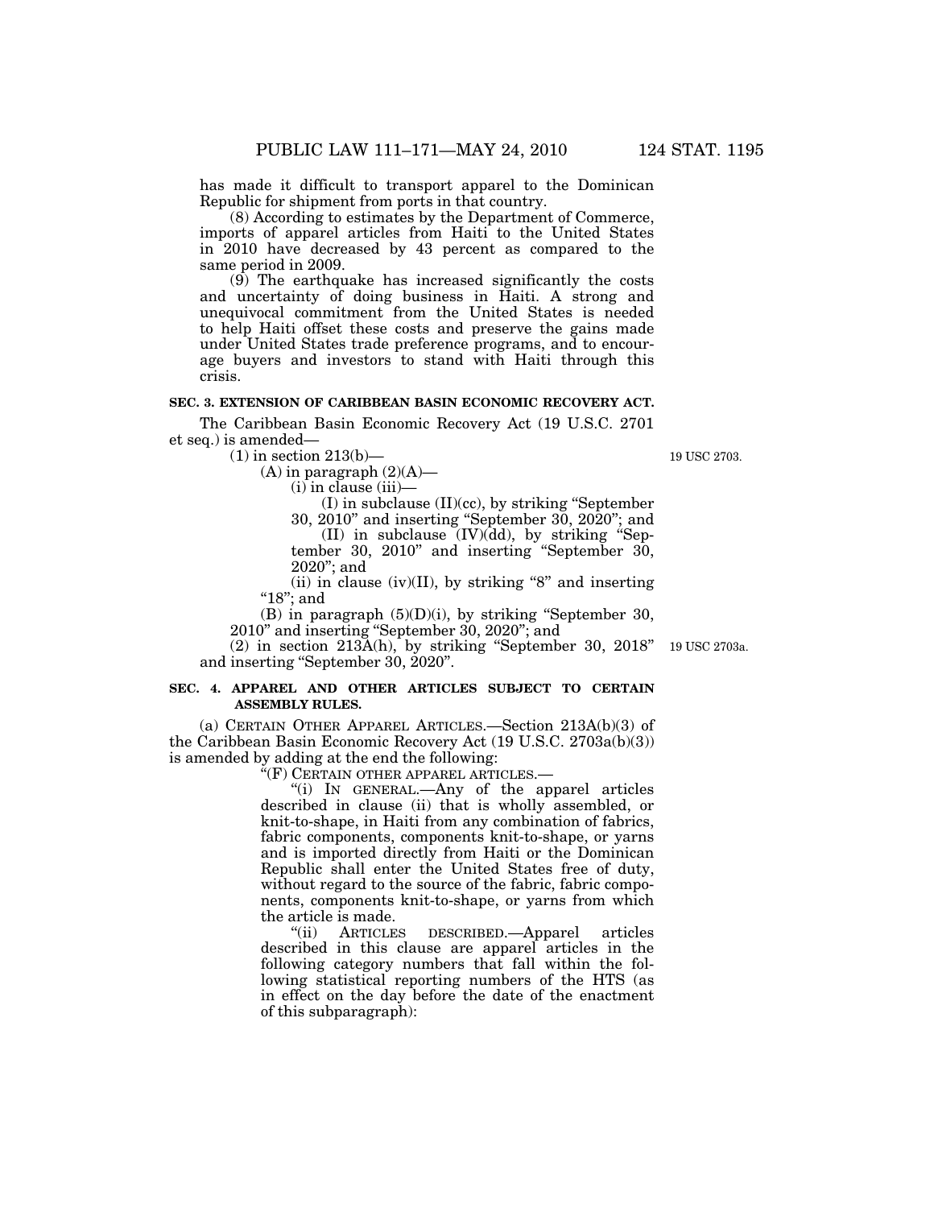has made it difficult to transport apparel to the Dominican Republic for shipment from ports in that country.

(8) According to estimates by the Department of Commerce, imports of apparel articles from Haiti to the United States in 2010 have decreased by 43 percent as compared to the same period in 2009.

(9) The earthquake has increased significantly the costs and uncertainty of doing business in Haiti. A strong and unequivocal commitment from the United States is needed to help Haiti offset these costs and preserve the gains made under United States trade preference programs, and to encourage buyers and investors to stand with Haiti through this crisis.

**SEC. 3. EXTENSION OF CARIBBEAN BASIN ECONOMIC RECOVERY ACT.**

The Caribbean Basin Economic Recovery Act (19 U.S.C. 2701 et seq.) is amended—

(1) in section 213(b)— 19 USC 2703.

(A) in paragraph (2)(A)—

(i) in clause (iii)—

(I) in subclause (II)(cc), by striking "September 30, 2010" and inserting "September 30, 2020"; and

(II) in subclause (IV)(dd), by striking "September 30, 2010" and inserting "September 30, 2020"; and

(ii) in clause (iv)(II), by striking "8" and inserting "18"; and

(B) in paragraph (5)(D)(i), by striking "September 30, 2010" and inserting "September 30, 2020"; and

(2) in section 213A(h), by striking "September 30, 2018" and inserting "September 30, 2020". 19 USC 2703a.

**SEC. 4. APPAREL AND OTHER ARTICLES SUBJECT TO CERTAIN ASSEMBLY RULES.**

(a) CERTAIN OTHER APPAREL ARTICLES.—Section 213A(b)(3) of the Caribbean Basin Economic Recovery Act (19 U.S.C. 2703a(b)(3)) is amended by adding at the end the following:

"(F) CERTAIN OTHER APPAREL ARTICLES.—

"(i) IN GENERAL.—Any of the apparel articles described in clause (ii) that is wholly assembled, or knit-to-shape, in Haiti from any combination of fabrics, fabric components, components knit-to-shape, or yarns and is imported directly from Haiti or the Dominican Republic shall enter the United States free of duty, without regard to the source of the fabric, fabric components, components knit-to-shape, or yarns from which the article is made.

"(ii) ARTICLES DESCRIBED.—Apparel articles described in this clause are apparel articles in the following category numbers that fall within the following statistical reporting numbers of the HTS (as in effect on the day before the date of the enactment of this subparagraph):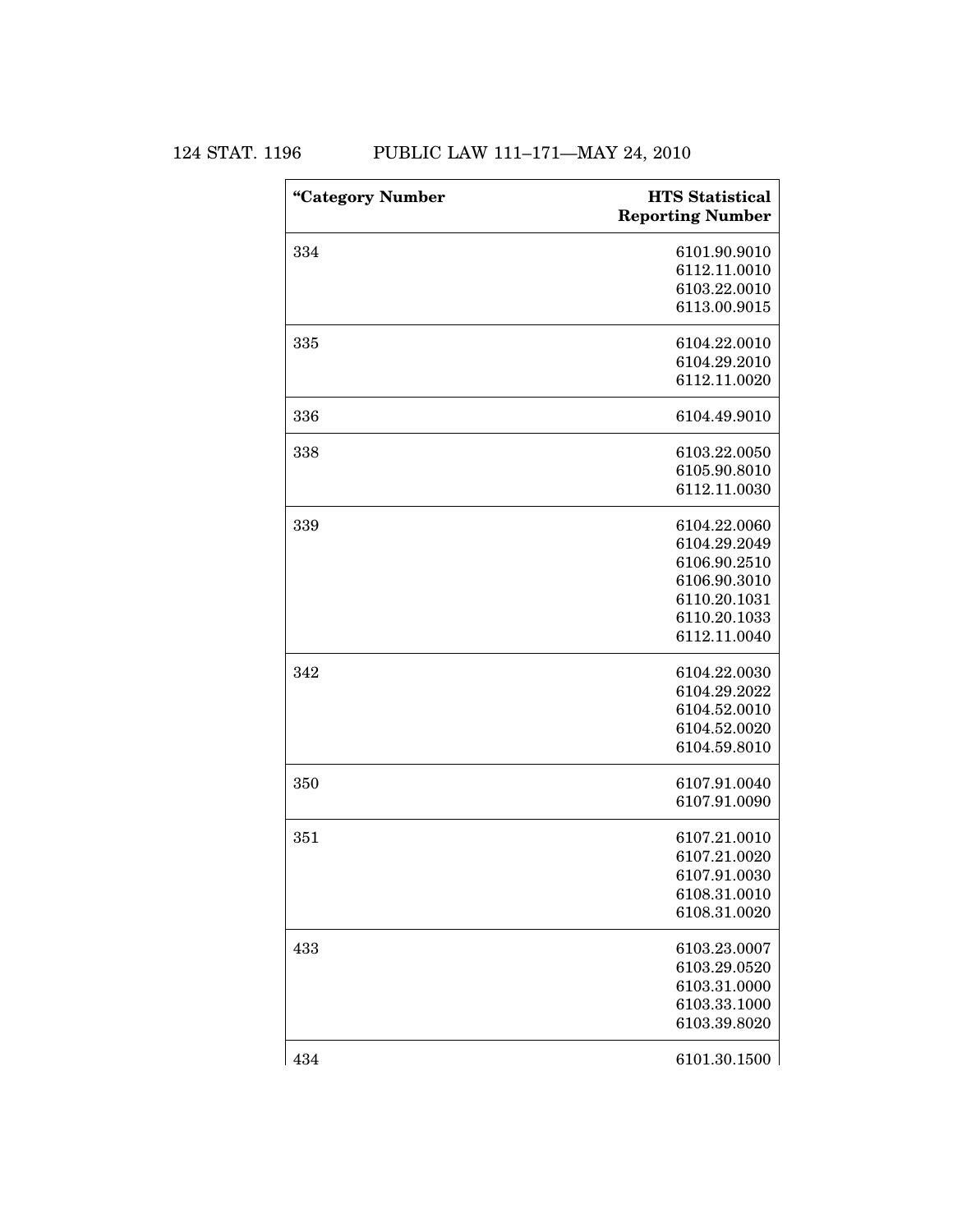| “Category Number | HTS Statistical Reporting Number |
|---|---|
| 334 | 6101.90.9010<br>6112.11.0010<br>6103.22.0010<br>6113.00.9015 |
| 335 | 6104.22.0010<br>6104.29.2010<br>6112.11.0020 |
| 336 | 6104.49.9010 |
| 338 | 6103.22.0050<br>6105.90.8010<br>6112.11.0030 |
| 339 | 6104.22.0060<br>6104.29.2049<br>6106.90.2510<br>6106.90.3010<br>6110.20.1031<br>6110.20.1033<br>6112.11.0040 |
| 342 | 6104.22.0030<br>6104.29.2022<br>6104.52.0010<br>6104.52.0020<br>6104.59.8010 |
| 350 | 6107.91.0040<br>6107.91.0090 |
| 351 | 6107.21.0010<br>6107.21.0020<br>6107.91.0030<br>6108.31.0010<br>6108.31.0020 |
| 433 | 6103.23.0007<br>6103.29.0520<br>6103.31.0000<br>6103.33.1000<br>6103.39.8020 |
| 434 | 6101.30.1500 |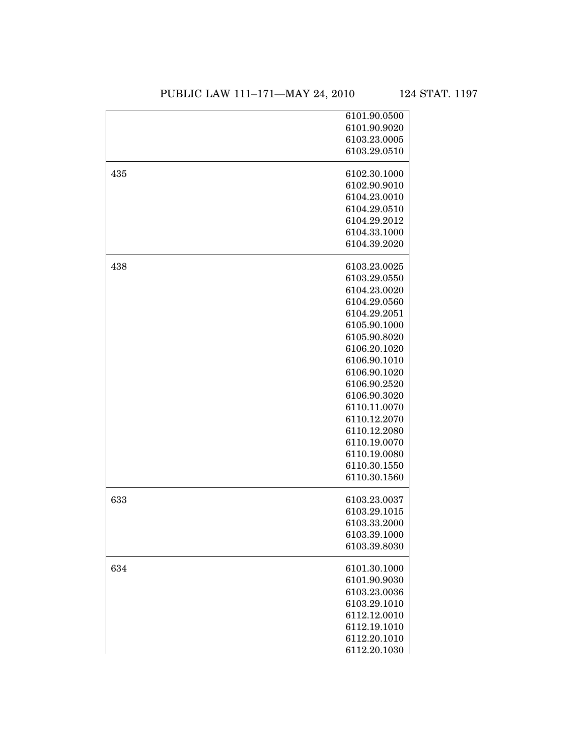| | |
|---|---|
| | 6101.90.0500<br>6101.90.9020<br>6103.23.0005<br>6103.29.0510 |
| 435 | 6102.30.1000<br>6102.90.9010<br>6104.23.0010<br>6104.29.0510<br>6104.29.2012<br>6104.33.1000<br>6104.39.2020 |
| 438 | 6103.23.0025<br>6103.29.0550<br>6104.23.0020<br>6104.29.0560<br>6104.29.2051<br>6105.90.1000<br>6105.90.8020<br>6106.20.1020<br>6106.90.1010<br>6106.90.1020<br>6106.90.2520<br>6106.90.3020<br>6110.11.0070<br>6110.12.2070<br>6110.12.2080<br>6110.19.0070<br>6110.19.0080<br>6110.30.1550<br>6110.30.1560 |
| 633 | 6103.23.0037<br>6103.29.1015<br>6103.33.2000<br>6103.39.1000<br>6103.39.8030 |
| 634 | 6101.30.1000<br>6101.90.9030<br>6103.23.0036<br>6103.29.1010<br>6112.12.0010<br>6112.19.1010<br>6112.20.1010<br>6112.20.1030 |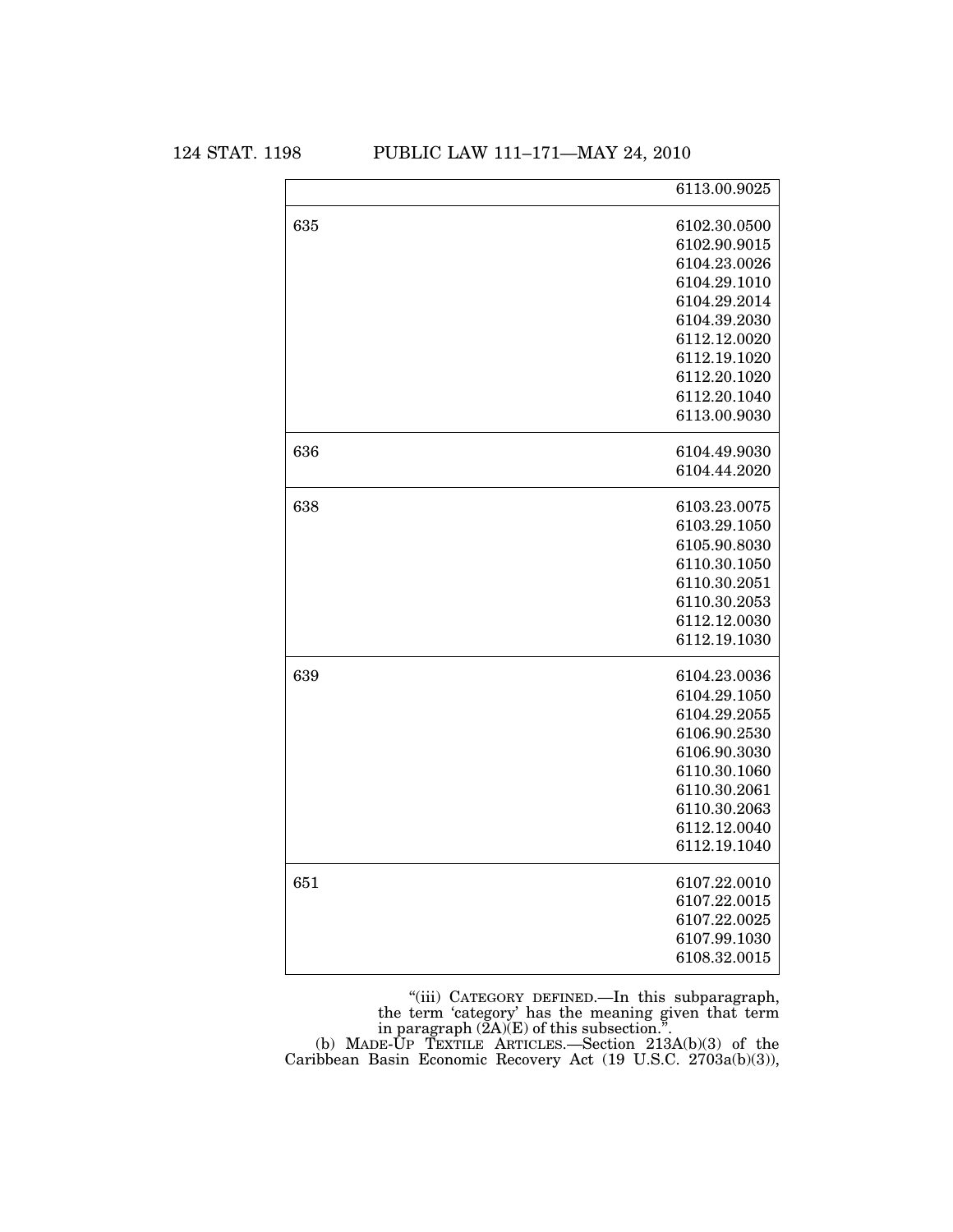| | |
|---|---|
| | 6113.00.9025 |
| 635 | 6102.30.0500<br>6102.90.9015<br>6104.23.0026<br>6104.29.1010<br>6104.29.2014<br>6104.39.2030<br>6112.12.0020<br>6112.19.1020<br>6112.20.1020<br>6112.20.1040<br>6113.00.9030 |
| 636 | 6104.49.9030<br>6104.44.2020 |
| 638 | 6103.23.0075<br>6103.29.1050<br>6105.90.8030<br>6110.30.1050<br>6110.30.2051<br>6110.30.2053<br>6112.12.0030<br>6112.19.1030 |
| 639 | 6104.23.0036<br>6104.29.1050<br>6104.29.2055<br>6106.90.2530<br>6106.90.3030<br>6110.30.1060<br>6110.30.2061<br>6110.30.2063<br>6112.12.0040<br>6112.19.1040 |
| 651 | 6107.22.0010<br>6107.22.0015<br>6107.22.0025<br>6107.99.1030<br>6108.32.0015 |

"(iii) CATEGORY DEFINED.—In this subparagraph, the term 'category' has the meaning given that term in paragraph (2A)(E) of this subsection.".

(b) MADE-UP TEXTILE ARTICLES.—Section 213A(b)(3) of the Caribbean Basin Economic Recovery Act (19 U.S.C. 2703a(b)(3)),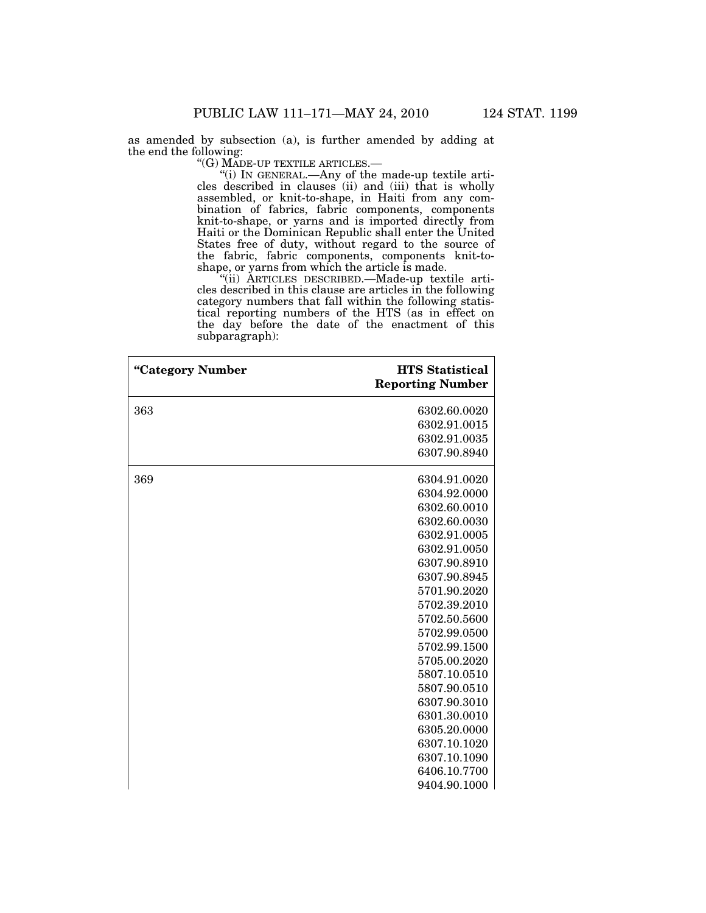as amended by subsection (a), is further amended by adding at the end the following:

"(G) MADE-UP TEXTILE ARTICLES.—

"(i) IN GENERAL.—Any of the made-up textile articles described in clauses (ii) and (iii) that is wholly assembled, or knit-to-shape, in Haiti from any combination of fabrics, fabric components, components knit-to-shape, or yarns and is imported directly from Haiti or the Dominican Republic shall enter the United States free of duty, without regard to the source of the fabric, fabric components, components knit-to-shape, or yarns from which the article is made.

"(ii) ARTICLES DESCRIBED.—Made-up textile articles described in this clause are articles in the following category numbers that fall within the following statistical reporting numbers of the HTS (as in effect on the day before the date of the enactment of this subparagraph):

| "Category Number | HTS Statistical Reporting Number |
|---|---|
| 363 | 6302.60.0020 |
| | 6302.91.0015 |
| | 6302.91.0035 |
| | 6307.90.8940 |
| 369 | 6304.91.0020 |
| | 6304.92.0000 |
| | 6302.60.0010 |
| | 6302.60.0030 |
| | 6302.91.0005 |
| | 6302.91.0050 |
| | 6307.90.8910 |
| | 6307.90.8945 |
| | 5701.90.2020 |
| | 5702.39.2010 |
| | 5702.50.5600 |
| | 5702.99.0500 |
| | 5702.99.1500 |
| | 5705.00.2020 |
| | 5807.10.0510 |
| | 5807.90.0510 |
| | 6307.90.3010 |
| | 6301.30.0010 |
| | 6305.20.0000 |
| | 6307.10.1020 |
| | 6307.10.1090 |
| | 6406.10.7700 |
| | 9404.90.1000 |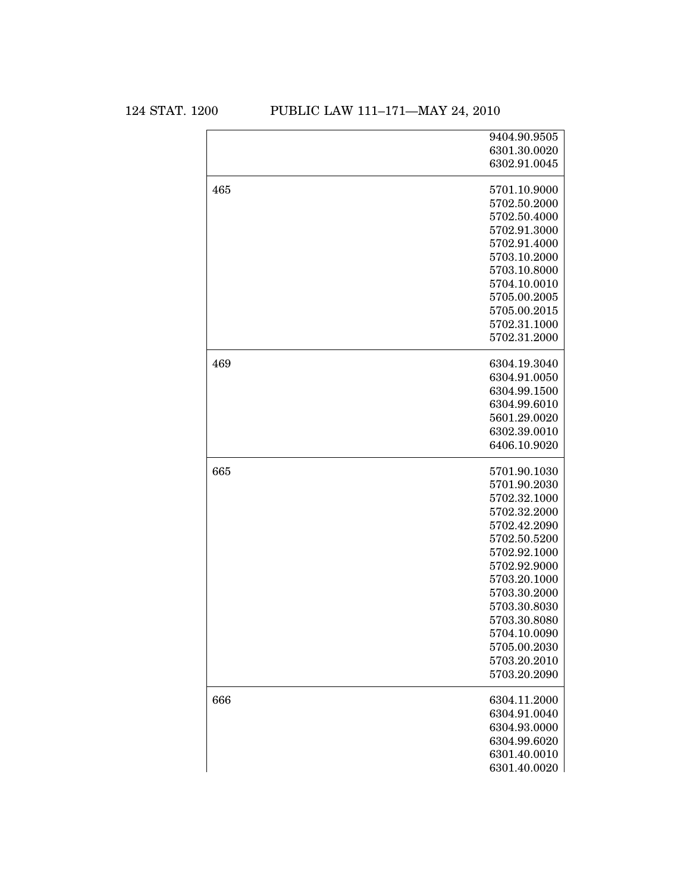| | |
|---|---|
| | 9404.90.9505<br>6301.30.0020<br>6302.91.0045 |
| 465 | 5701.10.9000<br>5702.50.2000<br>5702.50.4000<br>5702.91.3000<br>5702.91.4000<br>5703.10.2000<br>5703.10.8000<br>5704.10.0010<br>5705.00.2005<br>5705.00.2015<br>5702.31.1000<br>5702.31.2000 |
| 469 | 6304.19.3040<br>6304.91.0050<br>6304.99.1500<br>6304.99.6010<br>5601.29.0020<br>6302.39.0010<br>6406.10.9020 |
| 665 | 5701.90.1030<br>5701.90.2030<br>5702.32.1000<br>5702.32.2000<br>5702.42.2090<br>5702.50.5200<br>5702.92.1000<br>5702.92.9000<br>5703.20.1000<br>5703.30.2000<br>5703.30.8030<br>5703.30.8080<br>5704.10.0090<br>5705.00.2030<br>5703.20.2010<br>5703.20.2090 |
| 666 | 6304.11.2000<br>6304.91.0040<br>6304.93.0000<br>6304.99.6020<br>6301.40.0010<br>6301.40.0020 |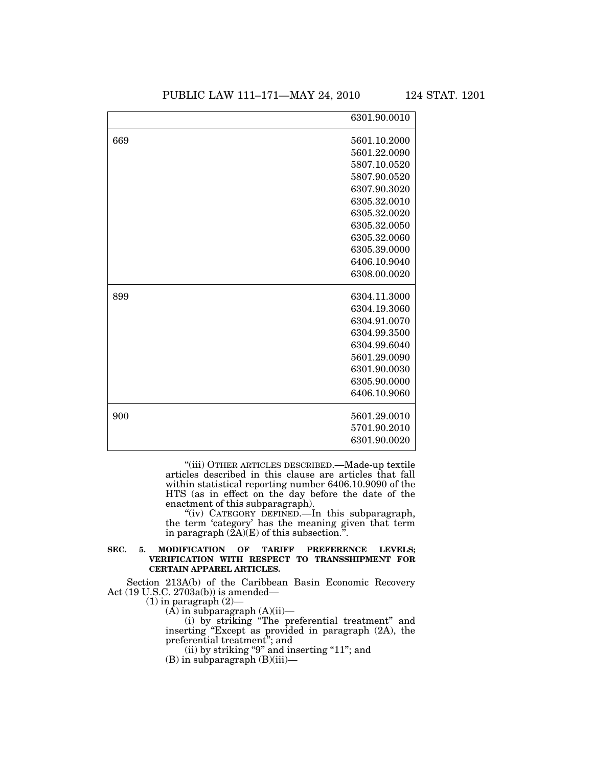| | |
|---|---|
| | 6301.90.0010 |
| 669 | 5601.10.2000<br>5601.22.0090<br>5807.10.0520<br>5807.90.0520<br>6307.90.3020<br>6305.32.0010<br>6305.32.0020<br>6305.32.0050<br>6305.32.0060<br>6305.39.0000<br>6406.10.9040<br>6308.00.0020 |
| 899 | 6304.11.3000<br>6304.19.3060<br>6304.91.0070<br>6304.99.3500<br>6304.99.6040<br>5601.29.0090<br>6301.90.0030<br>6305.90.0000<br>6406.10.9060 |
| 900 | 5601.29.0010<br>5701.90.2010<br>6301.90.0020 |

"(iii) OTHER ARTICLES DESCRIBED.—Made-up textile articles described in this clause are articles that fall within statistical reporting number 6406.10.9090 of the HTS (as in effect on the day before the date of the enactment of this subparagraph).

"(iv) CATEGORY DEFINED.—In this subparagraph, the term 'category' has the meaning given that term in paragraph (2A)(E) of this subsection.".

**SEC. 5. MODIFICATION OF TARIFF PREFERENCE LEVELS; VERIFICATION WITH RESPECT TO TRANSSHIPMENT FOR CERTAIN APPAREL ARTICLES.**

Section 213A(b) of the Caribbean Basin Economic Recovery Act (19 U.S.C. 2703a(b)) is amended—

(1) in paragraph (2)—

(A) in subparagraph (A)(ii)—

(i) by striking "The preferential treatment" and inserting "Except as provided in paragraph (2A), the preferential treatment"; and

(ii) by striking "9" and inserting "11"; and

(B) in subparagraph (B)(iii)—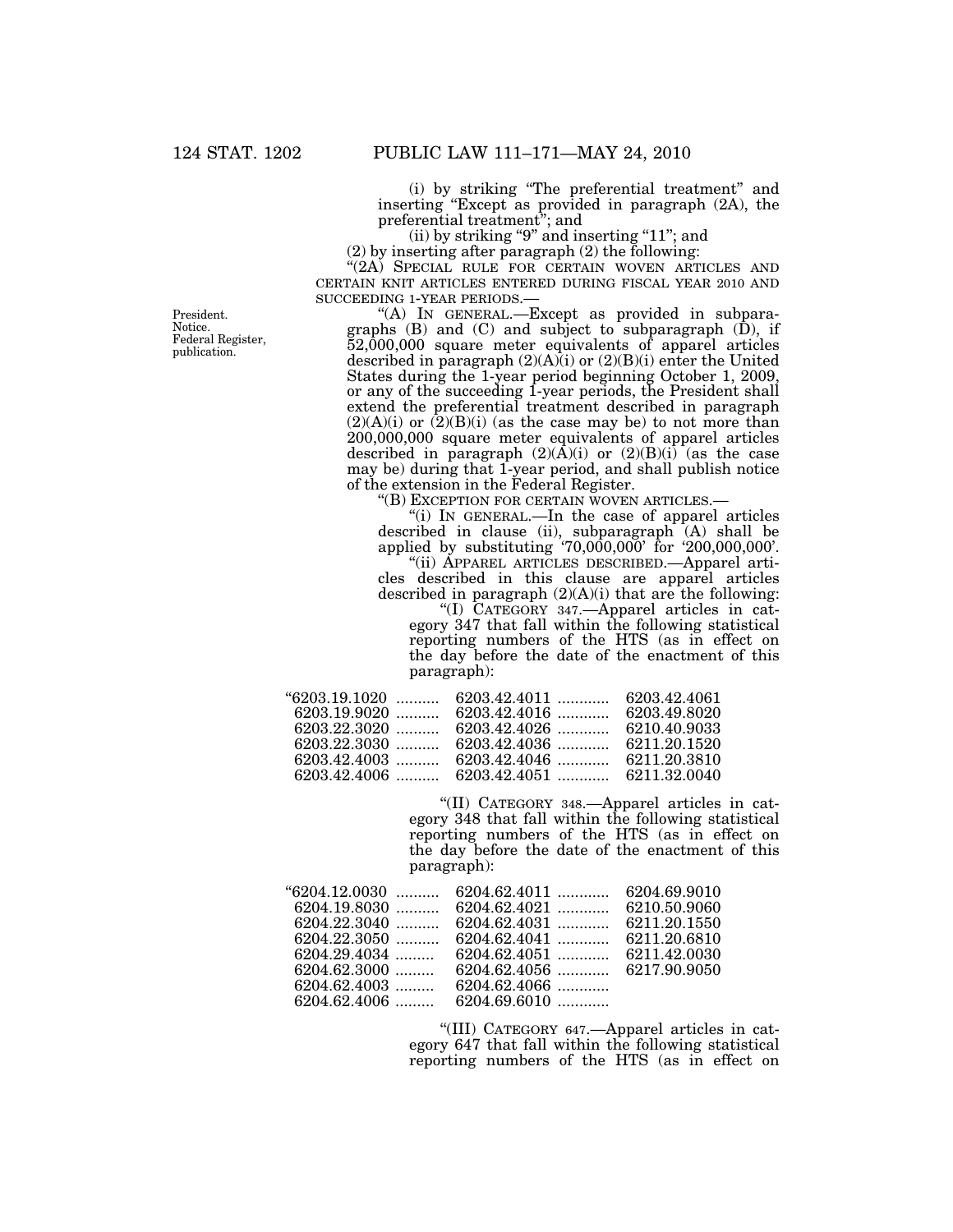(i) by striking "The preferential treatment" and inserting "Except as provided in paragraph (2A), the preferential treatment"; and

(ii) by striking "9" and inserting "11"; and

(2) by inserting after paragraph (2) the following:

"(2A) SPECIAL RULE FOR CERTAIN WOVEN ARTICLES AND CERTAIN KNIT ARTICLES ENTERED DURING FISCAL YEAR 2010 AND SUCCEEDING 1-YEAR PERIODS.—

President. Notice. Federal Register, publication.

"(A) IN GENERAL.—Except as provided in subparagraphs (B) and (C) and subject to subparagraph (D), if 52,000,000 square meter equivalents of apparel articles described in paragraph (2)(A)(i) or (2)(B)(i) enter the United States during the 1-year period beginning October 1, 2009, or any of the succeeding 1-year periods, the President shall extend the preferential treatment described in paragraph (2)(A)(i) or (2)(B)(i) (as the case may be) to not more than 200,000,000 square meter equivalents of apparel articles described in paragraph (2)(A)(i) or (2)(B)(i) (as the case may be) during that 1-year period, and shall publish notice of the extension in the Federal Register.

"(B) EXCEPTION FOR CERTAIN WOVEN ARTICLES.—

"(i) IN GENERAL.—In the case of apparel articles described in clause (ii), subparagraph (A) shall be applied by substituting '70,000,000' for '200,000,000'.

"(ii) APPAREL ARTICLES DESCRIBED.—Apparel articles described in this clause are apparel articles described in paragraph (2)(A)(i) that are the following:

"(I) CATEGORY 347.—Apparel articles in category 347 that fall within the following statistical reporting numbers of the HTS (as in effect on the day before the date of the enactment of this paragraph):

| | | |
|---|---|---|
| "6203.19.1020 | 6203.42.4011 | 6203.42.4061 |
| 6203.19.9020 | 6203.42.4016 | 6203.49.8020 |
| 6203.22.3020 | 6203.42.4026 | 6210.40.9033 |
| 6203.22.3030 | 6203.42.4036 | 6211.20.1520 |
| 6203.42.4003 | 6203.42.4046 | 6211.20.3810 |
| 6203.42.4006 | 6203.42.4051 | 6211.32.0040 |

"(II) CATEGORY 348.—Apparel articles in category 348 that fall within the following statistical reporting numbers of the HTS (as in effect on the day before the date of the enactment of this paragraph):

| | | |
|---|---|---|
| "6204.12.0030 | 6204.62.4011 | 6204.69.9010 |
| 6204.19.8030 | 6204.62.4021 | 6210.50.9060 |
| 6204.22.3040 | 6204.62.4031 | 6211.20.1550 |
| 6204.22.3050 | 6204.62.4041 | 6211.20.6810 |
| 6204.29.4034 | 6204.62.4051 | 6211.42.0030 |
| 6204.62.3000 | 6204.62.4056 | 6217.90.9050 |
| 6204.62.4003 | 6204.62.4066 | |
| 6204.62.4006 | 6204.69.6010 | |

"(III) CATEGORY 647.—Apparel articles in category 647 that fall within the following statistical reporting numbers of the HTS (as in effect on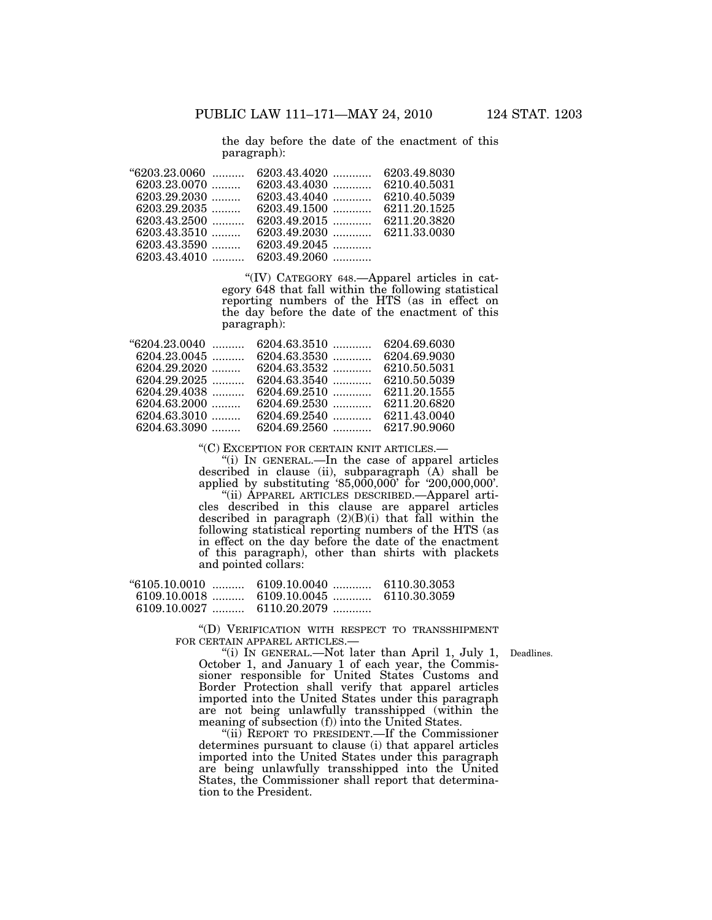the day before the date of the enactment of this paragraph):

| | | |
|---|---|---|
| “6203.23.0060 .......... | 6203.43.4020 ............ | 6203.49.8030 |
| 6203.23.0070 ......... | 6203.43.4030 ............ | 6210.40.5031 |
| 6203.29.2030 ......... | 6203.43.4040 ............ | 6210.40.5039 |
| 6203.29.2035 ......... | 6203.49.1500 ............ | 6211.20.1525 |
| 6203.43.2500 .......... | 6203.49.2015 ............ | 6211.20.3820 |
| 6203.43.3510 ......... | 6203.49.2030 ............ | 6211.33.0030 |
| 6203.43.3590 ......... | 6203.49.2045 ............ | |
| 6203.43.4010 .......... | 6203.49.2060 ............ | |

“(IV) CATEGORY 648.—Apparel articles in category 648 that fall within the following statistical reporting numbers of the HTS (as in effect on the day before the date of the enactment of this paragraph):

| | | |
|---|---|---|
| “6204.23.0040 .......... | 6204.63.3510 ............ | 6204.69.6030 |
| 6204.23.0045 .......... | 6204.63.3530 ............ | 6204.69.9030 |
| 6204.29.2020 ......... | 6204.63.3532 ............ | 6210.50.5031 |
| 6204.29.2025 .......... | 6204.63.3540 ............ | 6210.50.5039 |
| 6204.29.4038 .......... | 6204.69.2510 ............ | 6211.20.1555 |
| 6204.63.2000 ......... | 6204.69.2530 ............ | 6211.20.6820 |
| 6204.63.3010 ......... | 6204.69.2540 ............ | 6211.43.0040 |
| 6204.63.3090 ......... | 6204.69.2560 ............ | 6217.90.9060 |

“(C) EXCEPTION FOR CERTAIN KNIT ARTICLES.—

“(i) IN GENERAL.—In the case of apparel articles described in clause (ii), subparagraph (A) shall be applied by substituting ‘85,000,000’ for ‘200,000,000’.

“(ii) APPAREL ARTICLES DESCRIBED.—Apparel articles described in this clause are apparel articles described in paragraph (2)(B)(i) that fall within the following statistical reporting numbers of the HTS (as in effect on the day before the date of the enactment of this paragraph), other than shirts with plackets and pointed collars:

| | | |
|---|---|---|
| “6105.10.0010 .......... | 6109.10.0040 ............ | 6110.30.3053 |
| 6109.10.0018 .......... | 6109.10.0045 ............ | 6110.30.3059 |
| 6109.10.0027 .......... | 6110.20.2079 ............ | |

“(D) VERIFICATION WITH RESPECT TO TRANSSHIPMENT FOR CERTAIN APPAREL ARTICLES.—

“(i) IN GENERAL.—Not later than April 1, July 1, October 1, and January 1 of each year, the Commissioner responsible for United States Customs and Border Protection shall verify that apparel articles imported into the United States under this paragraph are not being unlawfully transshipped (within the meaning of subsection (f)) into the United States.

Deadlines.

“(ii) REPORT TO PRESIDENT.—If the Commissioner determines pursuant to clause (i) that apparel articles imported into the United States under this paragraph are being unlawfully transshipped into the United States, the Commissioner shall report that determination to the President.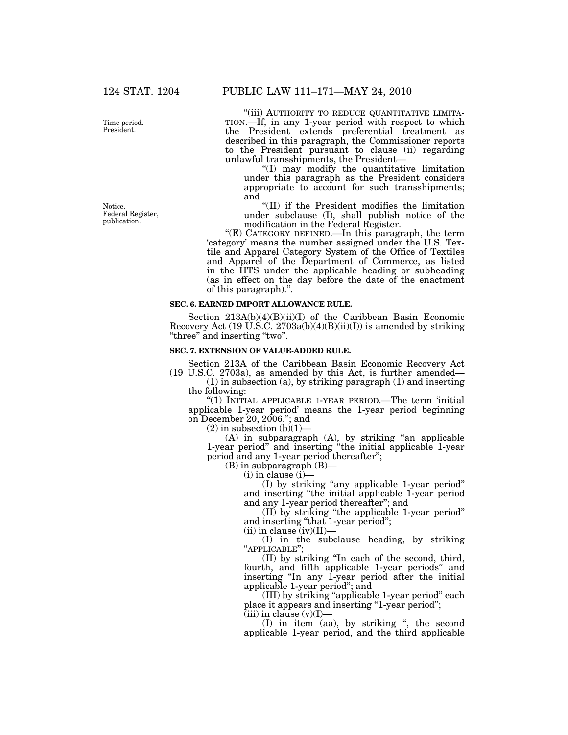"(iii) AUTHORITY TO REDUCE QUANTITATIVE LIMITATION.—If, in any 1-year period with respect to which the President extends preferential treatment as described in this paragraph, the Commissioner reports to the President pursuant to clause (ii) regarding unlawful transshipments, the President—

"(I) may modify the quantitative limitation under this paragraph as the President considers appropriate to account for such transshipments; and

"(II) if the President modifies the limitation under subclause (I), shall publish notice of the modification in the Federal Register.

"(E) CATEGORY DEFINED.—In this paragraph, the term 'category' means the number assigned under the U.S. Textile and Apparel Category System of the Office of Textiles and Apparel of the Department of Commerce, as listed in the HTS under the applicable heading or subheading (as in effect on the day before the date of the enactment of this paragraph).".

Time period. President.

Notice. Federal Register, publication.

**SEC. 6. EARNED IMPORT ALLOWANCE RULE.**

Section 213A(b)(4)(B)(ii)(I) of the Caribbean Basin Economic Recovery Act (19 U.S.C. 2703a(b)(4)(B)(ii)(I)) is amended by striking "three" and inserting "two".

**SEC. 7. EXTENSION OF VALUE-ADDED RULE.**

Section 213A of the Caribbean Basin Economic Recovery Act (19 U.S.C. 2703a), as amended by this Act, is further amended—

(1) in subsection (a), by striking paragraph (1) and inserting the following:

"(1) INITIAL APPLICABLE 1-YEAR PERIOD.—The term 'initial applicable 1-year period' means the 1-year period beginning on December 20, 2006."; and

(2) in subsection (b)(1)—

(A) in subparagraph (A), by striking "an applicable 1-year period" and inserting "the initial applicable 1-year period and any 1-year period thereafter";

(B) in subparagraph (B)—

(i) in clause (i)—

(I) by striking "any applicable 1-year period" and inserting "the initial applicable 1-year period and any 1-year period thereafter"; and

(II) by striking "the applicable 1-year period" and inserting "that 1-year period";

(ii) in clause (iv)(II)—

(I) in the subclause heading, by striking "APPLICABLE";

(II) by striking "In each of the second, third, fourth, and fifth applicable 1-year periods" and inserting "In any 1-year period after the initial applicable 1-year period"; and

(III) by striking "applicable 1-year period" each place it appears and inserting "1-year period";

(iii) in clause (v)(I)—

(I) in item (aa), by striking ", the second applicable 1-year period, and the third applicable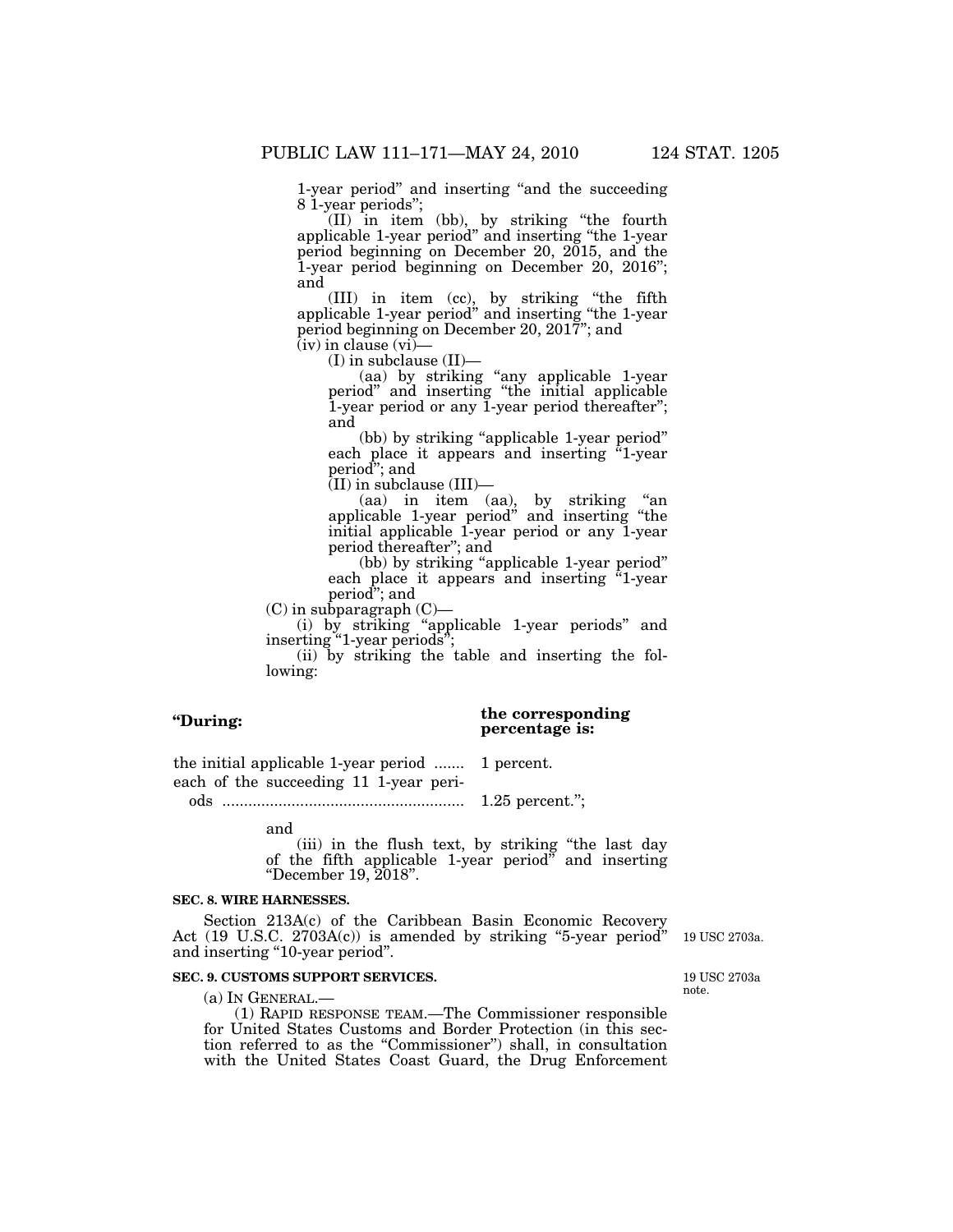1-year period" and inserting "and the succeeding 8 1-year periods";

(II) in item (bb), by striking "the fourth applicable 1-year period" and inserting "the 1-year period beginning on December 20, 2015, and the 1-year period beginning on December 20, 2016"; and

(III) in item (cc), by striking "the fifth applicable 1-year period" and inserting "the 1-year period beginning on December 20, 2017"; and

(iv) in clause (vi)—

(I) in subclause (II)—

(aa) by striking "any applicable 1-year period" and inserting "the initial applicable 1-year period or any 1-year period thereafter"; and

(bb) by striking "applicable 1-year period" each place it appears and inserting "1-year period"; and

(II) in subclause (III)—

(aa) in item (aa), by striking "an applicable 1-year period" and inserting "the initial applicable 1-year period or any 1-year period thereafter"; and

(bb) by striking "applicable 1-year period" each place it appears and inserting "1-year period"; and

(C) in subparagraph (C)—

(i) by striking "applicable 1-year periods" and inserting "1-year periods";

(ii) by striking the table and inserting the following:

| **"During:** | **the corresponding percentage is:** |
|---|---|
| the initial applicable 1-year period ....... | 1 percent. |
| each of the succeeding 11 1-year periods ........................................................ | 1.25 percent."; |

and

(iii) in the flush text, by striking "the last day of the fifth applicable 1-year period" and inserting "December 19, 2018".

**SEC. 8. WIRE HARNESSES.**

Section 213A(c) of the Caribbean Basin Economic Recovery Act (19 U.S.C. 2703A(c)) is amended by striking "5-year period" and inserting "10-year period". 19 USC 2703a.

**SEC. 9. CUSTOMS SUPPORT SERVICES.**

19 USC 2703a note.

(a) IN GENERAL.—

(1) RAPID RESPONSE TEAM.—The Commissioner responsible for United States Customs and Border Protection (in this section referred to as the "Commissioner") shall, in consultation with the United States Coast Guard, the Drug Enforcement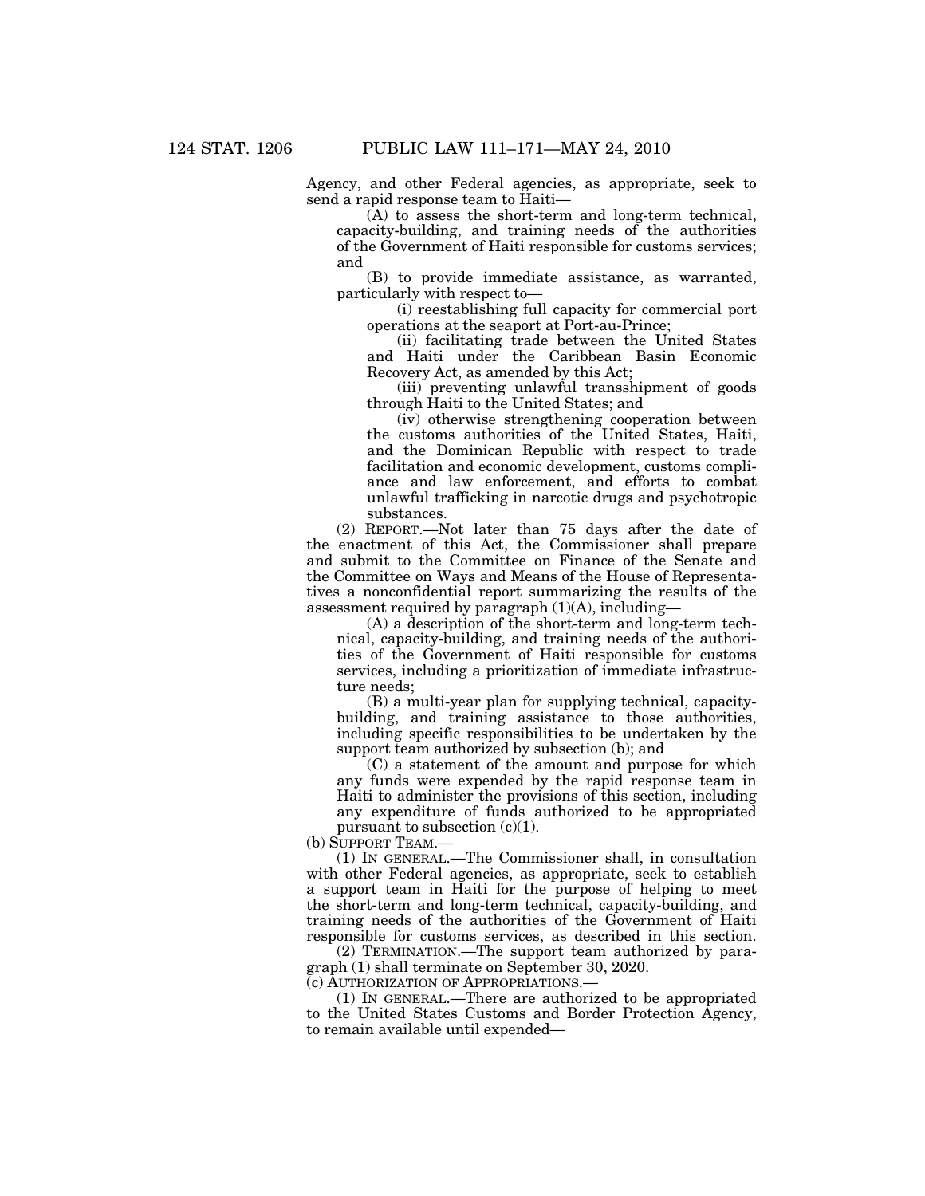Agency, and other Federal agencies, as appropriate, seek to send a rapid response team to Haiti—

(A) to assess the short-term and long-term technical, capacity-building, and training needs of the authorities of the Government of Haiti responsible for customs services; and

(B) to provide immediate assistance, as warranted, particularly with respect to—

(i) reestablishing full capacity for commercial port operations at the seaport at Port-au-Prince;

(ii) facilitating trade between the United States and Haiti under the Caribbean Basin Economic Recovery Act, as amended by this Act;

(iii) preventing unlawful transshipment of goods through Haiti to the United States; and

(iv) otherwise strengthening cooperation between the customs authorities of the United States, Haiti, and the Dominican Republic with respect to trade facilitation and economic development, customs compliance and law enforcement, and efforts to combat unlawful trafficking in narcotic drugs and psychotropic substances.

(2) REPORT.—Not later than 75 days after the date of the enactment of this Act, the Commissioner shall prepare and submit to the Committee on Finance of the Senate and the Committee on Ways and Means of the House of Representatives a nonconfidential report summarizing the results of the assessment required by paragraph (1)(A), including—

(A) a description of the short-term and long-term technical, capacity-building, and training needs of the authorities of the Government of Haiti responsible for customs services, including a prioritization of immediate infrastructure needs;

(B) a multi-year plan for supplying technical, capacity-building, and training assistance to those authorities, including specific responsibilities to be undertaken by the support team authorized by subsection (b); and

(C) a statement of the amount and purpose for which any funds were expended by the rapid response team in Haiti to administer the provisions of this section, including any expenditure of funds authorized to be appropriated pursuant to subsection (c)(1).

(b) SUPPORT TEAM.—

(1) IN GENERAL.—The Commissioner shall, in consultation with other Federal agencies, as appropriate, seek to establish a support team in Haiti for the purpose of helping to meet the short-term and long-term technical, capacity-building, and training needs of the authorities of the Government of Haiti responsible for customs services, as described in this section.

(2) TERMINATION.—The support team authorized by paragraph (1) shall terminate on September 30, 2020.

(c) AUTHORIZATION OF APPROPRIATIONS.—

(1) IN GENERAL.—There are authorized to be appropriated to the United States Customs and Border Protection Agency, to remain available until expended—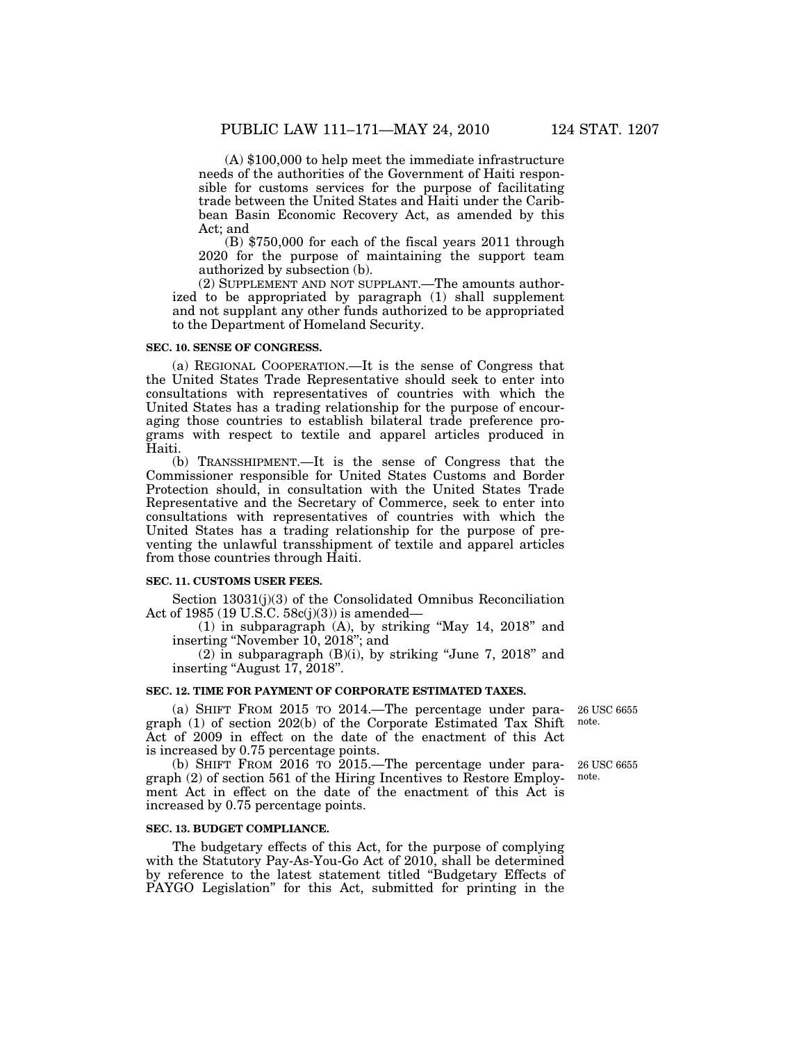(A) $100,000 to help meet the immediate infrastructure needs of the authorities of the Government of Haiti responsible for customs services for the purpose of facilitating trade between the United States and Haiti under the Caribbean Basin Economic Recovery Act, as amended by this Act; and

(B) $750,000 for each of the fiscal years 2011 through 2020 for the purpose of maintaining the support team authorized by subsection (b).

(2) SUPPLEMENT AND NOT SUPPLANT.—The amounts authorized to be appropriated by paragraph (1) shall supplement and not supplant any other funds authorized to be appropriated to the Department of Homeland Security.

**SEC. 10. SENSE OF CONGRESS.**

(a) REGIONAL COOPERATION.—It is the sense of Congress that the United States Trade Representative should seek to enter into consultations with representatives of countries with which the United States has a trading relationship for the purpose of encouraging those countries to establish bilateral trade preference programs with respect to textile and apparel articles produced in Haiti.

(b) TRANSSHIPMENT.—It is the sense of Congress that the Commissioner responsible for United States Customs and Border Protection should, in consultation with the United States Trade Representative and the Secretary of Commerce, seek to enter into consultations with representatives of countries with which the United States has a trading relationship for the purpose of preventing the unlawful transshipment of textile and apparel articles from those countries through Haiti.

**SEC. 11. CUSTOMS USER FEES.**

Section 13031(j)(3) of the Consolidated Omnibus Reconciliation Act of 1985 (19 U.S.C. 58c(j)(3)) is amended—

(1) in subparagraph (A), by striking "May 14, 2018" and inserting "November 10, 2018"; and

(2) in subparagraph (B)(i), by striking "June 7, 2018" and inserting "August 17, 2018".

**SEC. 12. TIME FOR PAYMENT OF CORPORATE ESTIMATED TAXES.**

26 USC 6655 note.

(a) SHIFT FROM 2015 TO 2014.—The percentage under paragraph (1) of section 202(b) of the Corporate Estimated Tax Shift Act of 2009 in effect on the date of the enactment of this Act is increased by 0.75 percentage points.

26 USC 6655 note.

(b) SHIFT FROM 2016 TO 2015.—The percentage under paragraph (2) of section 561 of the Hiring Incentives to Restore Employment Act in effect on the date of the enactment of this Act is increased by 0.75 percentage points.

**SEC. 13. BUDGET COMPLIANCE.**

The budgetary effects of this Act, for the purpose of complying with the Statutory Pay-As-You-Go Act of 2010, shall be determined by reference to the latest statement titled "Budgetary Effects of PAYGO Legislation" for this Act, submitted for printing in the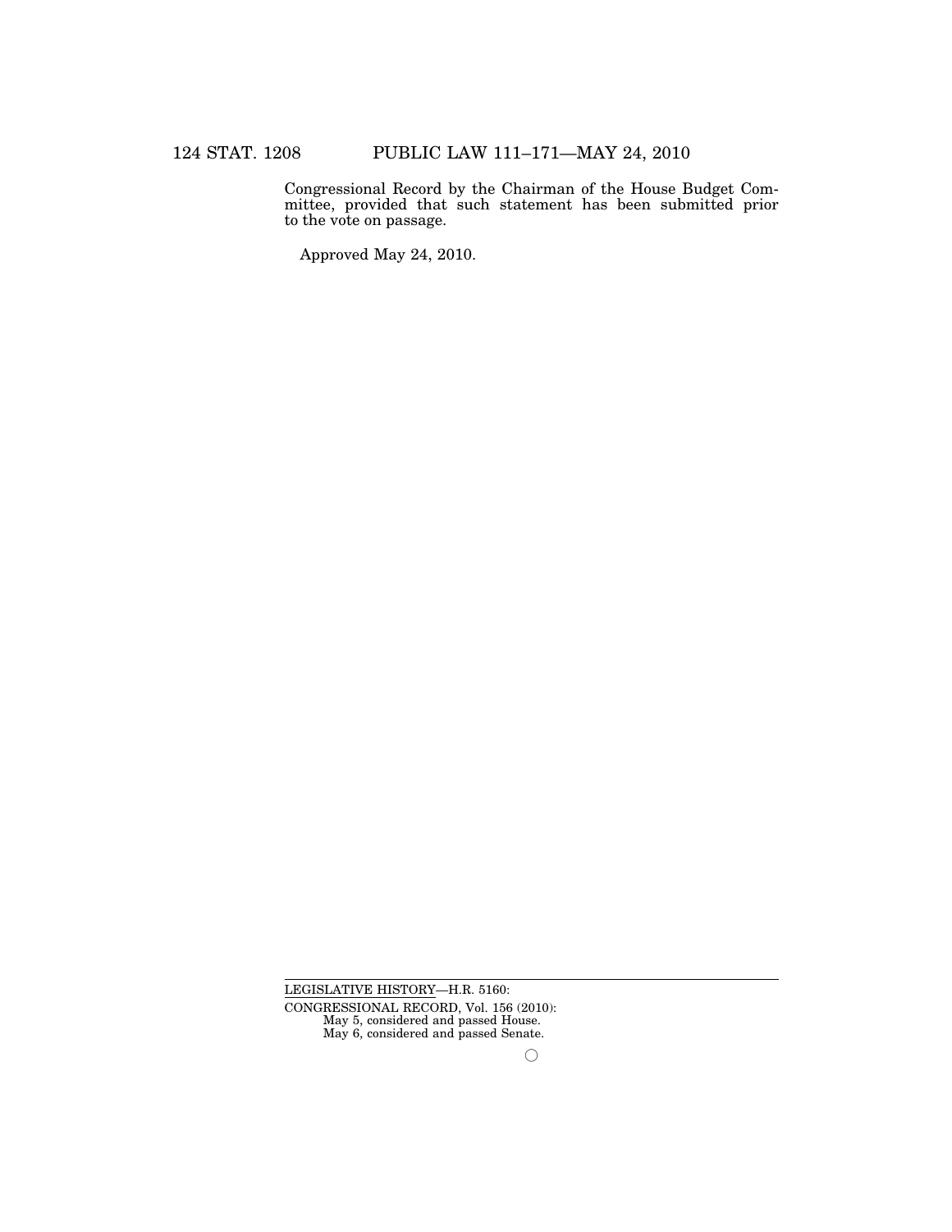Congressional Record by the Chairman of the House Budget Committee, provided that such statement has been submitted prior to the vote on passage.

Approved May 24, 2010.

---

LEGISLATIVE HISTORY—H.R. 5160:

CONGRESSIONAL RECORD, Vol. 156 (2010):

May 5, considered and passed House.
May 6, considered and passed Senate.